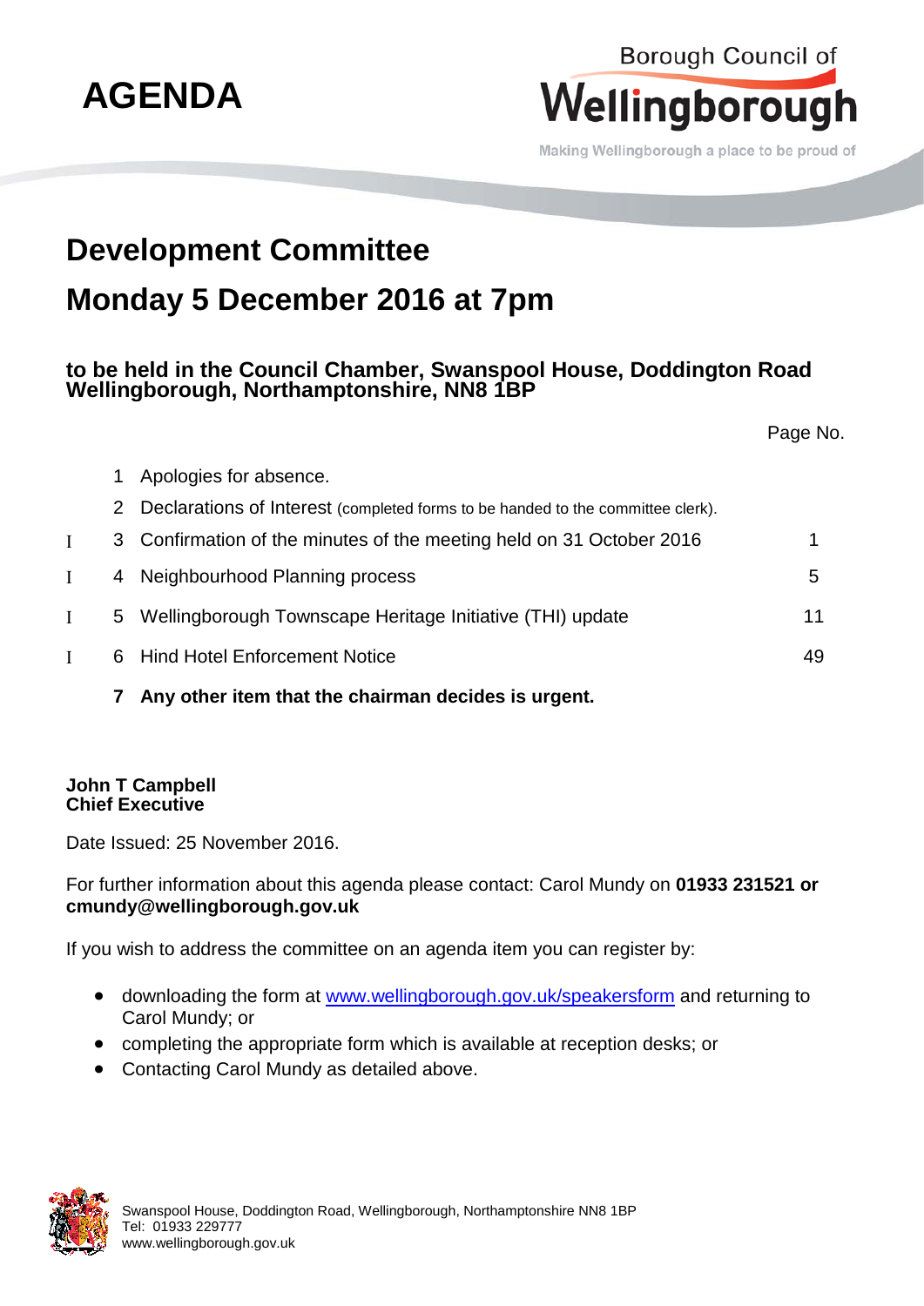# AGENDA

Borough Council of **Wellingborough**

Making Wellingborough a place to be proud of

## Development Committee

## Monday 5 December 2016 at 7pm

### to be held in the Council Chamber, Swanspool House, Doddington Road Wellingborough, Northamptonshire, NN8 1BP

| | | | Page No. |
|---|---|---|---|
| | 1 | Apologies for absence. | |
| | 2 | Declarations of Interest (completed forms to be handed to the committee clerk). | |
| I | 3 | Confirmation of the minutes of the meeting held on 31 October 2016 | 1 |
| I | 4 | Neighbourhood Planning process | 5 |
| I | 5 | Wellingborough Townscape Heritage Initiative (THI) update | 11 |
| I | 6 | Hind Hotel Enforcement Notice | 49 |
| | **7** | **Any other item that the chairman decides is urgent.** | |

**John T Campbell**
**Chief Executive**

Date Issued: 25 November 2016.

For further information about this agenda please contact: Carol Mundy on **01933 231521 or cmundy@wellingborough.gov.uk**

If you wish to address the committee on an agenda item you can register by:

- downloading the form at www.wellingborough.gov.uk/speakersform and returning to Carol Mundy; or
- completing the appropriate form which is available at reception desks; or
- Contacting Carol Mundy as detailed above.

Swanspool House, Doddington Road, Wellingborough, Northamptonshire NN8 1BP
Tel: 01933 229777
www.wellingborough.gov.uk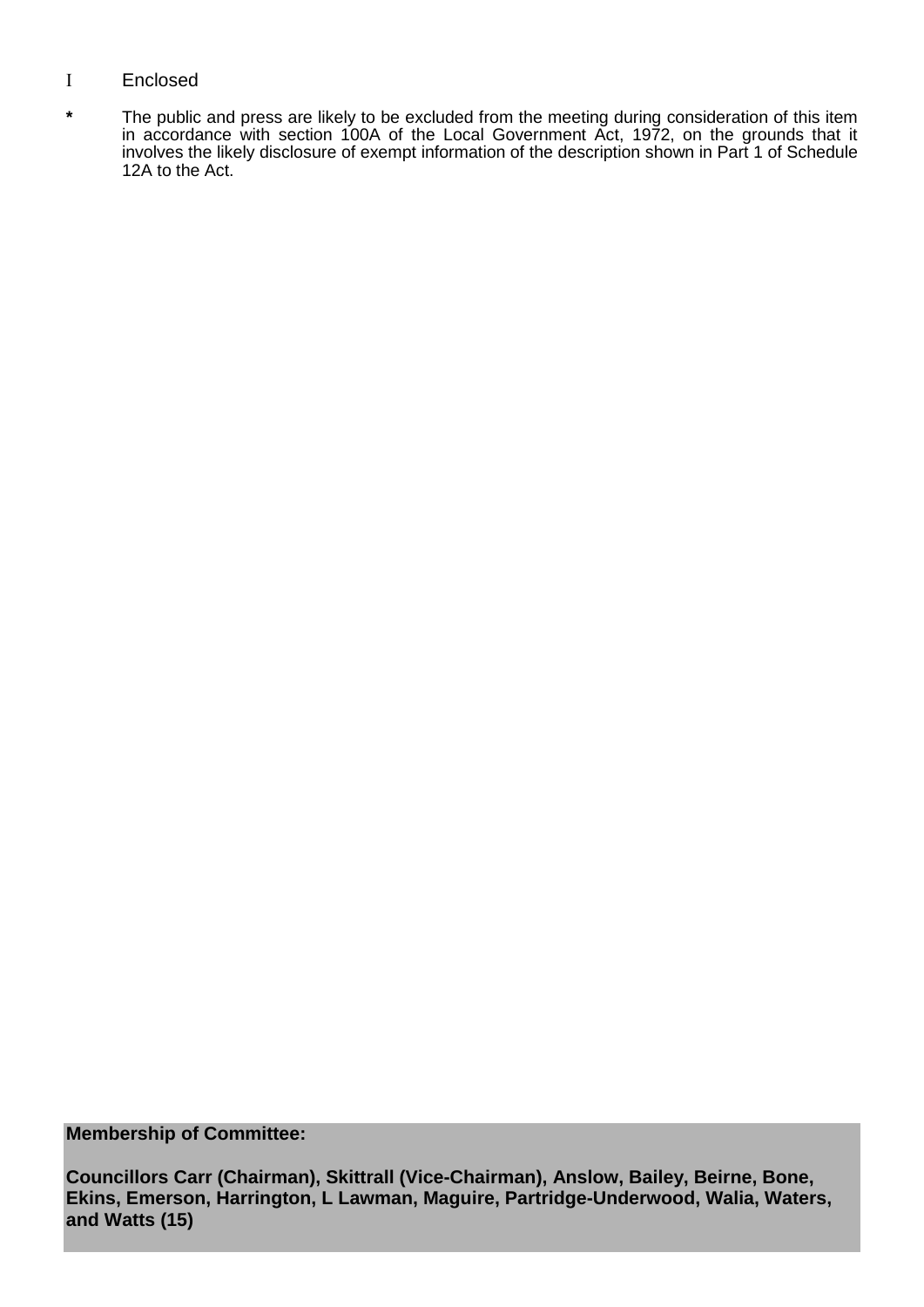I Enclosed

* The public and press are likely to be excluded from the meeting during consideration of this item in accordance with section 100A of the Local Government Act, 1972, on the grounds that it involves the likely disclosure of exempt information of the description shown in Part 1 of Schedule 12A to the Act.

**Membership of Committee:**

**Councillors Carr (Chairman), Skittrall (Vice-Chairman), Anslow, Bailey, Beirne, Bone, Ekins, Emerson, Harrington, L Lawman, Maguire, Partridge-Underwood, Walia, Waters, and Watts (15)**